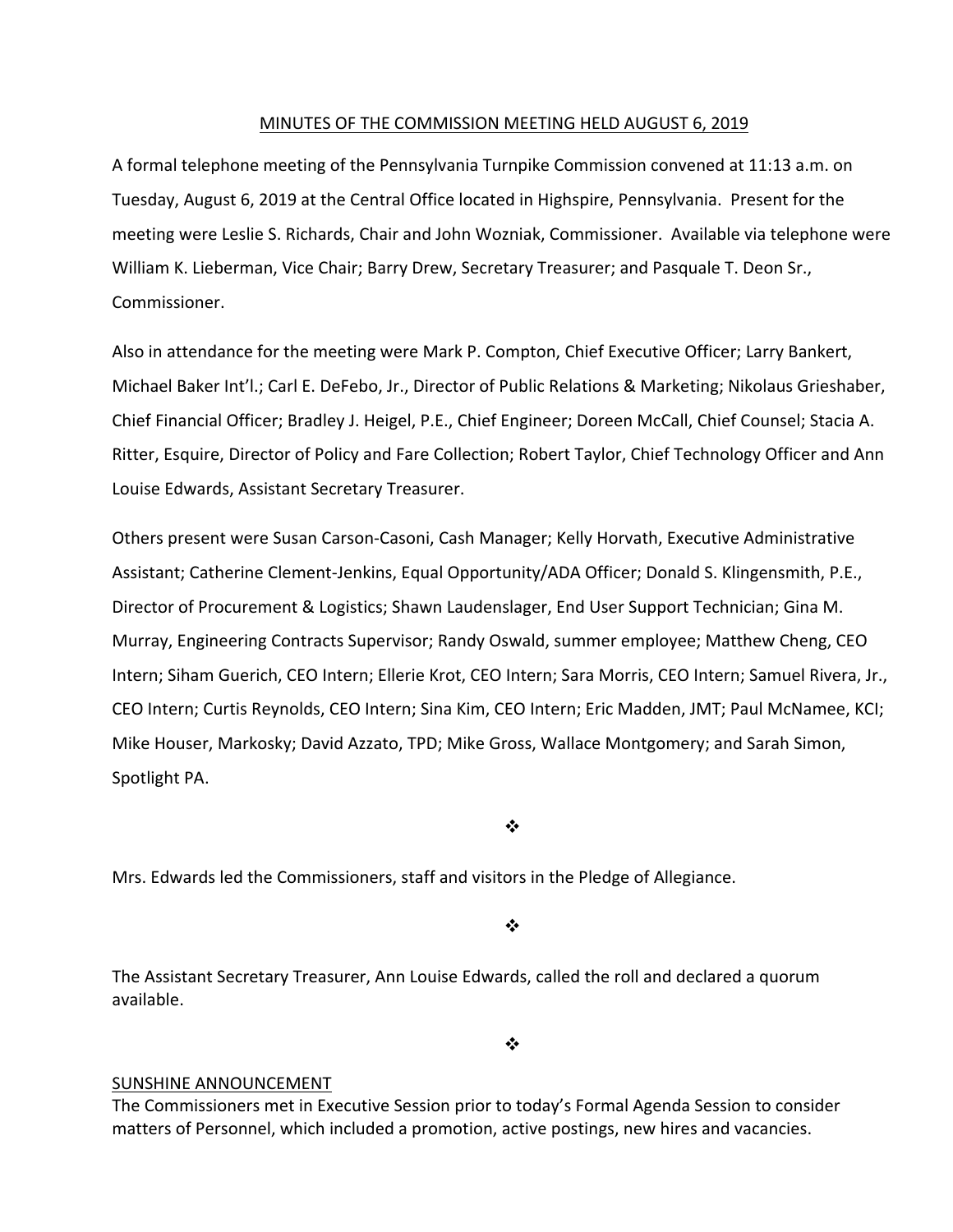## MINUTES OF THE COMMISSION MEETING HELD AUGUST 6, 2019

A formal telephone meeting of the Pennsylvania Turnpike Commission convened at 11:13 a.m. on Tuesday, August 6, 2019 at the Central Office located in Highspire, Pennsylvania. Present for the meeting were Leslie S. Richards, Chair and John Wozniak, Commissioner. Available via telephone were William K. Lieberman, Vice Chair; Barry Drew, Secretary Treasurer; and Pasquale T. Deon Sr., Commissioner.

Also in attendance for the meeting were Mark P. Compton, Chief Executive Officer; Larry Bankert, Michael Baker Int'l.; Carl E. DeFebo, Jr., Director of Public Relations & Marketing; Nikolaus Grieshaber, Chief Financial Officer; Bradley J. Heigel, P.E., Chief Engineer; Doreen McCall, Chief Counsel; Stacia A. Ritter, Esquire, Director of Policy and Fare Collection; Robert Taylor, Chief Technology Officer and Ann Louise Edwards, Assistant Secretary Treasurer.

Others present were Susan Carson-Casoni, Cash Manager; Kelly Horvath, Executive Administrative Assistant; Catherine Clement-Jenkins, Equal Opportunity/ADA Officer; Donald S. Klingensmith, P.E., Director of Procurement & Logistics; Shawn Laudenslager, End User Support Technician; Gina M. Murray, Engineering Contracts Supervisor; Randy Oswald, summer employee; Matthew Cheng, CEO Intern; Siham Guerich, CEO Intern; Ellerie Krot, CEO Intern; Sara Morris, CEO Intern; Samuel Rivera, Jr., CEO Intern; Curtis Reynolds, CEO Intern; Sina Kim, CEO Intern; Eric Madden, JMT; Paul McNamee, KCI; Mike Houser, Markosky; David Azzato, TPD; Mike Gross, Wallace Montgomery; and Sarah Simon, Spotlight PA.

❖

Mrs. Edwards led the Commissioners, staff and visitors in the Pledge of Allegiance.

❖

The Assistant Secretary Treasurer, Ann Louise Edwards, called the roll and declared a quorum available.

❖

### SUNSHINE ANNOUNCEMENT

The Commissioners met in Executive Session prior to today's Formal Agenda Session to consider matters of Personnel, which included a promotion, active postings, new hires and vacancies.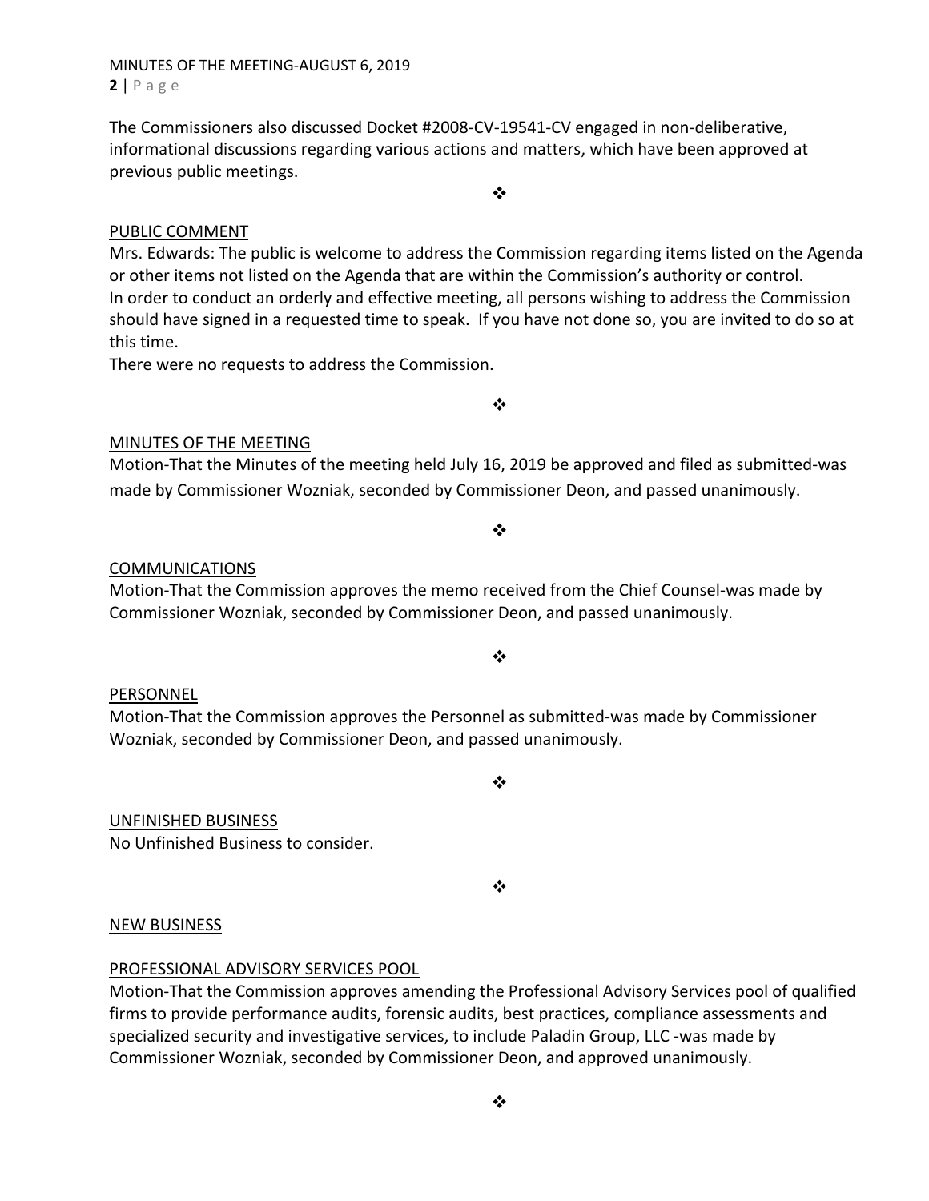The Commissioners also discussed Docket #2008-CV-19541-CV engaged in non-deliberative, informational discussions regarding various actions and matters, which have been approved at previous public meetings.

❖

PUBLIC COMMENT

Mrs. Edwards: The public is welcome to address the Commission regarding items listed on the Agenda or other items not listed on the Agenda that are within the Commission's authority or control. In order to conduct an orderly and effective meeting, all persons wishing to address the Commission should have signed in a requested time to speak. If you have not done so, you are invited to do so at this time.

There were no requests to address the Commission.

❖

MINUTES OF THE MEETING

Motion-That the Minutes of the meeting held July 16, 2019 be approved and filed as submitted-was made by Commissioner Wozniak, seconded by Commissioner Deon, and passed unanimously.

❖

COMMUNICATIONS

Motion-That the Commission approves the memo received from the Chief Counsel-was made by Commissioner Wozniak, seconded by Commissioner Deon, and passed unanimously.

❖

PERSONNEL

Motion-That the Commission approves the Personnel as submitted-was made by Commissioner Wozniak, seconded by Commissioner Deon, and passed unanimously.

❖

UNFINISHED BUSINESS

No Unfinished Business to consider.

❖

NEW BUSINESS

PROFESSIONAL ADVISORY SERVICES POOL

Motion-That the Commission approves amending the Professional Advisory Services pool of qualified firms to provide performance audits, forensic audits, best practices, compliance assessments and specialized security and investigative services, to include Paladin Group, LLC -was made by Commissioner Wozniak, seconded by Commissioner Deon, and approved unanimously.

❖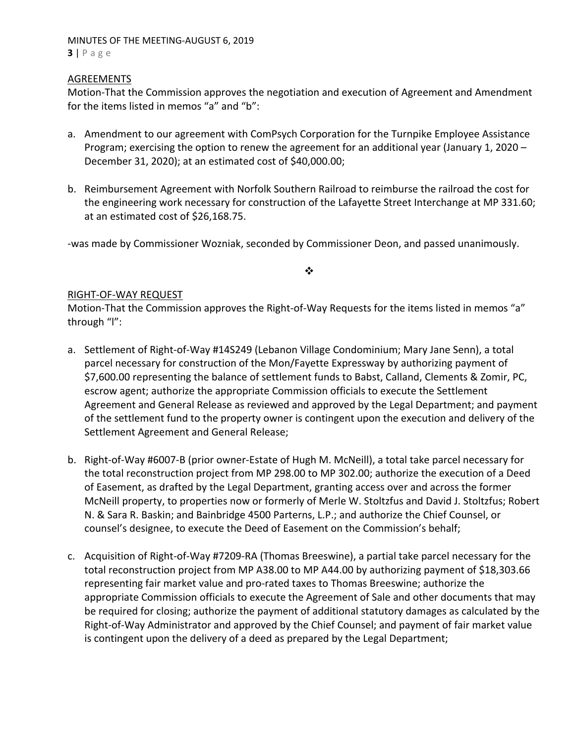AGREEMENTS

Motion-That the Commission approves the negotiation and execution of Agreement and Amendment for the items listed in memos "a" and "b":

a. Amendment to our agreement with ComPsych Corporation for the Turnpike Employee Assistance Program; exercising the option to renew the agreement for an additional year (January 1, 2020 – December 31, 2020); at an estimated cost of $40,000.00;

b. Reimbursement Agreement with Norfolk Southern Railroad to reimburse the railroad the cost for the engineering work necessary for construction of the Lafayette Street Interchange at MP 331.60; at an estimated cost of $26,168.75.

-was made by Commissioner Wozniak, seconded by Commissioner Deon, and passed unanimously.

❖

RIGHT-OF-WAY REQUEST

Motion-That the Commission approves the Right-of-Way Requests for the items listed in memos "a" through "l":

a. Settlement of Right-of-Way #14S249 (Lebanon Village Condominium; Mary Jane Senn), a total parcel necessary for construction of the Mon/Fayette Expressway by authorizing payment of $7,600.00 representing the balance of settlement funds to Babst, Calland, Clements & Zomir, PC, escrow agent; authorize the appropriate Commission officials to execute the Settlement Agreement and General Release as reviewed and approved by the Legal Department; and payment of the settlement fund to the property owner is contingent upon the execution and delivery of the Settlement Agreement and General Release;

b. Right-of-Way #6007-B (prior owner-Estate of Hugh M. McNeill), a total take parcel necessary for the total reconstruction project from MP 298.00 to MP 302.00; authorize the execution of a Deed of Easement, as drafted by the Legal Department, granting access over and across the former McNeill property, to properties now or formerly of Merle W. Stoltzfus and David J. Stoltzfus; Robert N. & Sara R. Baskin; and Bainbridge 4500 Parterns, L.P.; and authorize the Chief Counsel, or counsel's designee, to execute the Deed of Easement on the Commission's behalf;

c. Acquisition of Right-of-Way #7209-RA (Thomas Breeswine), a partial take parcel necessary for the total reconstruction project from MP A38.00 to MP A44.00 by authorizing payment of $18,303.66 representing fair market value and pro-rated taxes to Thomas Breeswine; authorize the appropriate Commission officials to execute the Agreement of Sale and other documents that may be required for closing; authorize the payment of additional statutory damages as calculated by the Right-of-Way Administrator and approved by the Chief Counsel; and payment of fair market value is contingent upon the delivery of a deed as prepared by the Legal Department;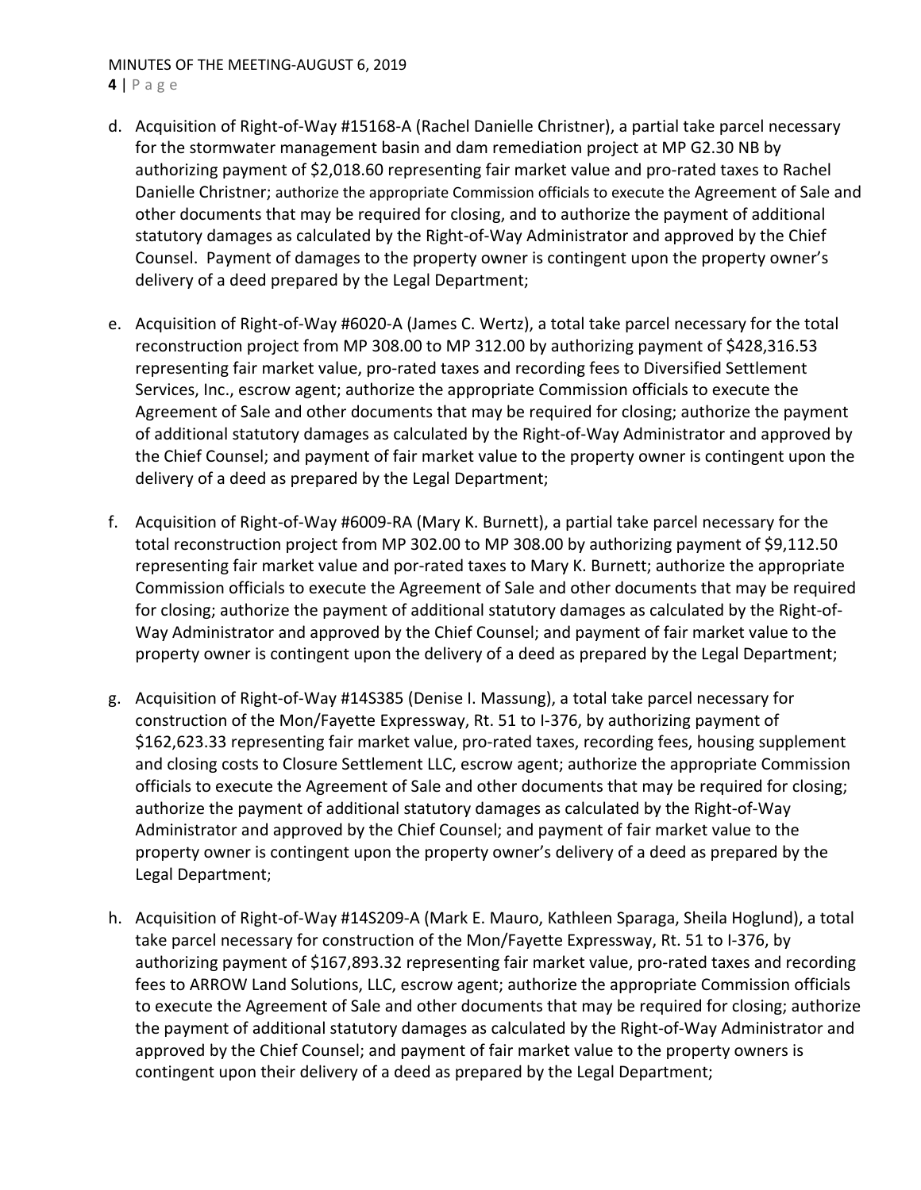d. Acquisition of Right-of-Way #15168-A (Rachel Danielle Christner), a partial take parcel necessary for the stormwater management basin and dam remediation project at MP G2.30 NB by authorizing payment of $2,018.60 representing fair market value and pro-rated taxes to Rachel Danielle Christner; authorize the appropriate Commission officials to execute the Agreement of Sale and other documents that may be required for closing, and to authorize the payment of additional statutory damages as calculated by the Right-of-Way Administrator and approved by the Chief Counsel. Payment of damages to the property owner is contingent upon the property owner's delivery of a deed prepared by the Legal Department;

e. Acquisition of Right-of-Way #6020-A (James C. Wertz), a total take parcel necessary for the total reconstruction project from MP 308.00 to MP 312.00 by authorizing payment of $428,316.53 representing fair market value, pro-rated taxes and recording fees to Diversified Settlement Services, Inc., escrow agent; authorize the appropriate Commission officials to execute the Agreement of Sale and other documents that may be required for closing; authorize the payment of additional statutory damages as calculated by the Right-of-Way Administrator and approved by the Chief Counsel; and payment of fair market value to the property owner is contingent upon the delivery of a deed as prepared by the Legal Department;

f. Acquisition of Right-of-Way #6009-RA (Mary K. Burnett), a partial take parcel necessary for the total reconstruction project from MP 302.00 to MP 308.00 by authorizing payment of $9,112.50 representing fair market value and por-rated taxes to Mary K. Burnett; authorize the appropriate Commission officials to execute the Agreement of Sale and other documents that may be required for closing; authorize the payment of additional statutory damages as calculated by the Right-of-Way Administrator and approved by the Chief Counsel; and payment of fair market value to the property owner is contingent upon the delivery of a deed as prepared by the Legal Department;

g. Acquisition of Right-of-Way #14S385 (Denise I. Massung), a total take parcel necessary for construction of the Mon/Fayette Expressway, Rt. 51 to I-376, by authorizing payment of $162,623.33 representing fair market value, pro-rated taxes, recording fees, housing supplement and closing costs to Closure Settlement LLC, escrow agent; authorize the appropriate Commission officials to execute the Agreement of Sale and other documents that may be required for closing; authorize the payment of additional statutory damages as calculated by the Right-of-Way Administrator and approved by the Chief Counsel; and payment of fair market value to the property owner is contingent upon the property owner's delivery of a deed as prepared by the Legal Department;

h. Acquisition of Right-of-Way #14S209-A (Mark E. Mauro, Kathleen Sparaga, Sheila Hoglund), a total take parcel necessary for construction of the Mon/Fayette Expressway, Rt. 51 to I-376, by authorizing payment of $167,893.32 representing fair market value, pro-rated taxes and recording fees to ARROW Land Solutions, LLC, escrow agent; authorize the appropriate Commission officials to execute the Agreement of Sale and other documents that may be required for closing; authorize the payment of additional statutory damages as calculated by the Right-of-Way Administrator and approved by the Chief Counsel; and payment of fair market value to the property owners is contingent upon their delivery of a deed as prepared by the Legal Department;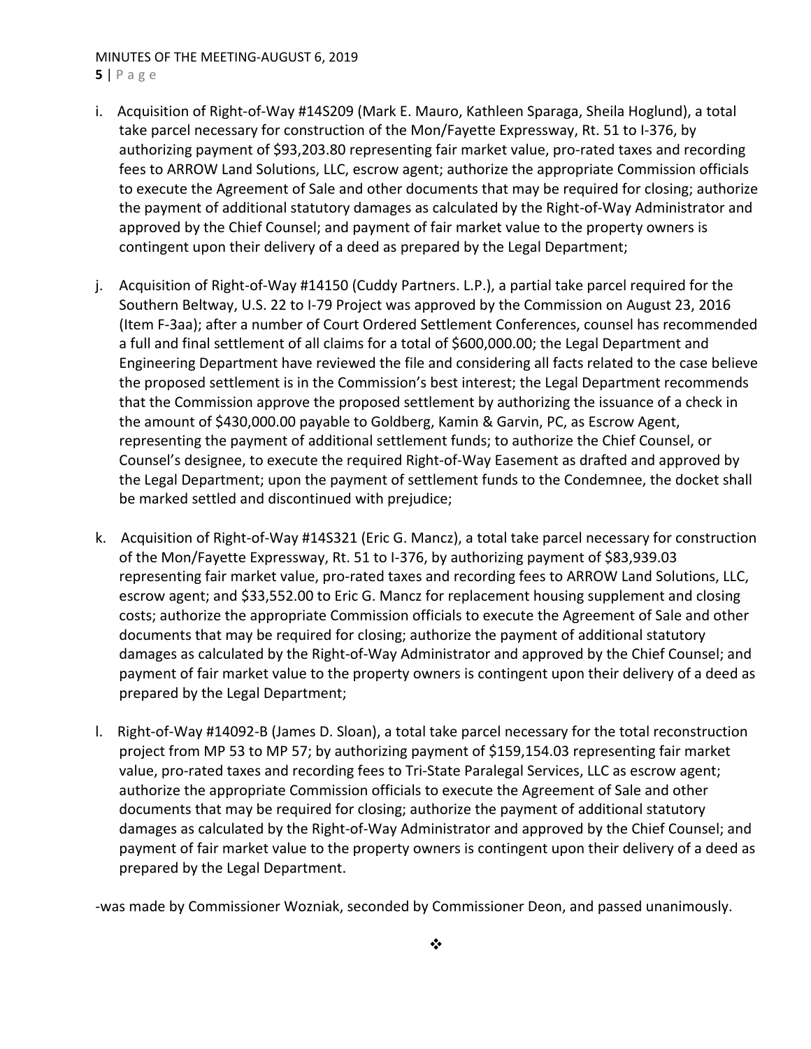i. Acquisition of Right-of-Way #14S209 (Mark E. Mauro, Kathleen Sparaga, Sheila Hoglund), a total take parcel necessary for construction of the Mon/Fayette Expressway, Rt. 51 to I-376, by authorizing payment of $93,203.80 representing fair market value, pro-rated taxes and recording fees to ARROW Land Solutions, LLC, escrow agent; authorize the appropriate Commission officials to execute the Agreement of Sale and other documents that may be required for closing; authorize the payment of additional statutory damages as calculated by the Right-of-Way Administrator and approved by the Chief Counsel; and payment of fair market value to the property owners is contingent upon their delivery of a deed as prepared by the Legal Department;

j. Acquisition of Right-of-Way #14150 (Cuddy Partners. L.P.), a partial take parcel required for the Southern Beltway, U.S. 22 to I-79 Project was approved by the Commission on August 23, 2016 (Item F-3aa); after a number of Court Ordered Settlement Conferences, counsel has recommended a full and final settlement of all claims for a total of $600,000.00; the Legal Department and Engineering Department have reviewed the file and considering all facts related to the case believe the proposed settlement is in the Commission's best interest; the Legal Department recommends that the Commission approve the proposed settlement by authorizing the issuance of a check in the amount of $430,000.00 payable to Goldberg, Kamin & Garvin, PC, as Escrow Agent, representing the payment of additional settlement funds; to authorize the Chief Counsel, or Counsel's designee, to execute the required Right-of-Way Easement as drafted and approved by the Legal Department; upon the payment of settlement funds to the Condemnee, the docket shall be marked settled and discontinued with prejudice;

k. Acquisition of Right-of-Way #14S321 (Eric G. Mancz), a total take parcel necessary for construction of the Mon/Fayette Expressway, Rt. 51 to I-376, by authorizing payment of $83,939.03 representing fair market value, pro-rated taxes and recording fees to ARROW Land Solutions, LLC, escrow agent; and $33,552.00 to Eric G. Mancz for replacement housing supplement and closing costs; authorize the appropriate Commission officials to execute the Agreement of Sale and other documents that may be required for closing; authorize the payment of additional statutory damages as calculated by the Right-of-Way Administrator and approved by the Chief Counsel; and payment of fair market value to the property owners is contingent upon their delivery of a deed as prepared by the Legal Department;

l. Right-of-Way #14092-B (James D. Sloan), a total take parcel necessary for the total reconstruction project from MP 53 to MP 57; by authorizing payment of $159,154.03 representing fair market value, pro-rated taxes and recording fees to Tri-State Paralegal Services, LLC as escrow agent; authorize the appropriate Commission officials to execute the Agreement of Sale and other documents that may be required for closing; authorize the payment of additional statutory damages as calculated by the Right-of-Way Administrator and approved by the Chief Counsel; and payment of fair market value to the property owners is contingent upon their delivery of a deed as prepared by the Legal Department.

-was made by Commissioner Wozniak, seconded by Commissioner Deon, and passed unanimously.

❖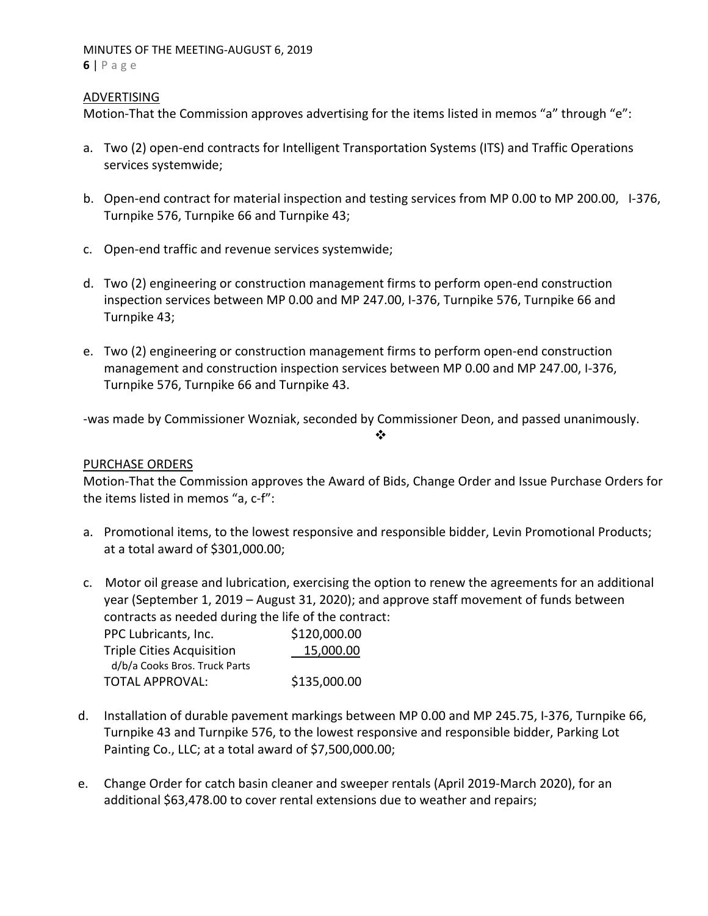ADVERTISING

Motion-That the Commission approves advertising for the items listed in memos "a" through "e":

a. Two (2) open-end contracts for Intelligent Transportation Systems (ITS) and Traffic Operations services systemwide;

b. Open-end contract for material inspection and testing services from MP 0.00 to MP 200.00, I-376, Turnpike 576, Turnpike 66 and Turnpike 43;

c. Open-end traffic and revenue services systemwide;

d. Two (2) engineering or construction management firms to perform open-end construction inspection services between MP 0.00 and MP 247.00, I-376, Turnpike 576, Turnpike 66 and Turnpike 43;

e. Two (2) engineering or construction management firms to perform open-end construction management and construction inspection services between MP 0.00 and MP 247.00, I-376, Turnpike 576, Turnpike 66 and Turnpike 43.

-was made by Commissioner Wozniak, seconded by Commissioner Deon, and passed unanimously.

❖

PURCHASE ORDERS

Motion-That the Commission approves the Award of Bids, Change Order and Issue Purchase Orders for the items listed in memos "a, c-f":

a. Promotional items, to the lowest responsive and responsible bidder, Levin Promotional Products; at a total award of $301,000.00;

c. Motor oil grease and lubrication, exercising the option to renew the agreements for an additional year (September 1, 2019 – August 31, 2020); and approve staff movement of funds between contracts as needed during the life of the contract:

| | |
|---|---|
| PPC Lubricants, Inc. | $120,000.00 |
| Triple Cities Acquisition d/b/a Cooks Bros. Truck Parts | 15,000.00 |
| TOTAL APPROVAL: | $135,000.00 |

d. Installation of durable pavement markings between MP 0.00 and MP 245.75, I-376, Turnpike 66, Turnpike 43 and Turnpike 576, to the lowest responsive and responsible bidder, Parking Lot Painting Co., LLC; at a total award of $7,500,000.00;

e. Change Order for catch basin cleaner and sweeper rentals (April 2019-March 2020), for an additional $63,478.00 to cover rental extensions due to weather and repairs;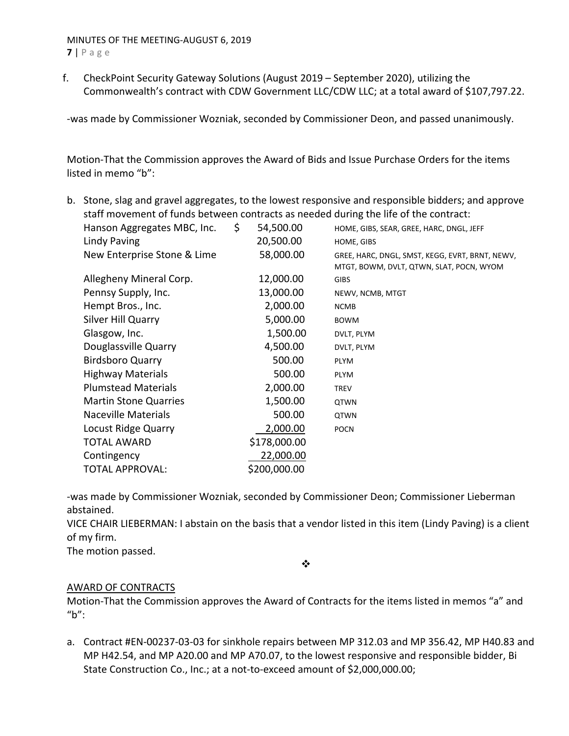f. CheckPoint Security Gateway Solutions (August 2019 – September 2020), utilizing the Commonwealth's contract with CDW Government LLC/CDW LLC; at a total award of $107,797.22.

-was made by Commissioner Wozniak, seconded by Commissioner Deon, and passed unanimously.

Motion-That the Commission approves the Award of Bids and Issue Purchase Orders for the items listed in memo "b":

b. Stone, slag and gravel aggregates, to the lowest responsive and responsible bidders; and approve staff movement of funds between contracts as needed during the life of the contract:

| | | |
|---|---|---|
| Hanson Aggregates MBC, Inc. | $ 54,500.00 | HOME, GIBS, SEAR, GREE, HARC, DNGL, JEFF |
| Lindy Paving | 20,500.00 | HOME, GIBS |
| New Enterprise Stone & Lime | 58,000.00 | GREE, HARC, DNGL, SMST, KEGG, EVRT, BRNT, NEWV, MTGT, BOWM, DVLT, QTWN, SLAT, POCN, WYOM |
| Allegheny Mineral Corp. | 12,000.00 | GIBS |
| Pennsy Supply, Inc. | 13,000.00 | NEWV, NCMB, MTGT |
| Hempt Bros., Inc. | 2,000.00 | NCMB |
| Silver Hill Quarry | 5,000.00 | BOWM |
| Glasgow, Inc. | 1,500.00 | DVLT, PLYM |
| Douglassville Quarry | 4,500.00 | DVLT, PLYM |
| Birdsboro Quarry | 500.00 | PLYM |
| Highway Materials | 500.00 | PLYM |
| Plumstead Materials | 2,000.00 | TREV |
| Martin Stone Quarries | 1,500.00 | QTWN |
| Naceville Materials | 500.00 | QTWN |
| Locust Ridge Quarry | 2,000.00 | POCN |
| TOTAL AWARD | $178,000.00 | |
| Contingency | 22,000.00 | |
| TOTAL APPROVAL: | $200,000.00 | |

-was made by Commissioner Wozniak, seconded by Commissioner Deon; Commissioner Lieberman abstained.

VICE CHAIR LIEBERMAN: I abstain on the basis that a vendor listed in this item (Lindy Paving) is a client of my firm.

The motion passed.

❖

AWARD OF CONTRACTS

Motion-That the Commission approves the Award of Contracts for the items listed in memos "a" and "b":

a. Contract #EN-00237-03-03 for sinkhole repairs between MP 312.03 and MP 356.42, MP H40.83 and MP H42.54, and MP A20.00 and MP A70.07, to the lowest responsive and responsible bidder, Bi State Construction Co., Inc.; at a not-to-exceed amount of $2,000,000.00;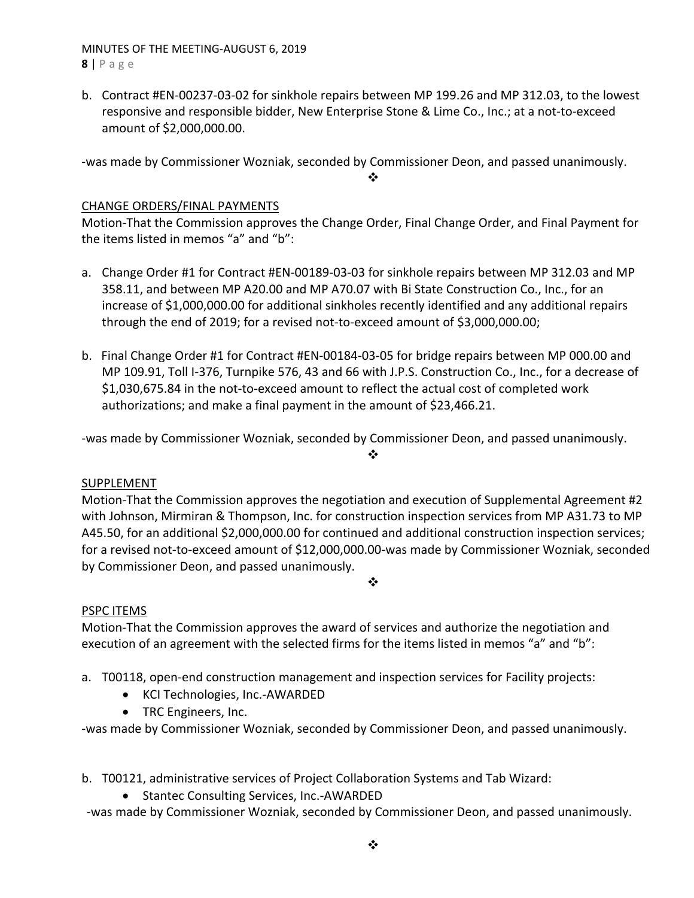b. Contract #EN-00237-03-02 for sinkhole repairs between MP 199.26 and MP 312.03, to the lowest responsive and responsible bidder, New Enterprise Stone & Lime Co., Inc.; at a not-to-exceed amount of $2,000,000.00.

-was made by Commissioner Wozniak, seconded by Commissioner Deon, and passed unanimously.

❖

CHANGE ORDERS/FINAL PAYMENTS

Motion-That the Commission approves the Change Order, Final Change Order, and Final Payment for the items listed in memos "a" and "b":

a. Change Order #1 for Contract #EN-00189-03-03 for sinkhole repairs between MP 312.03 and MP 358.11, and between MP A20.00 and MP A70.07 with Bi State Construction Co., Inc., for an increase of $1,000,000.00 for additional sinkholes recently identified and any additional repairs through the end of 2019; for a revised not-to-exceed amount of $3,000,000.00;

b. Final Change Order #1 for Contract #EN-00184-03-05 for bridge repairs between MP 000.00 and MP 109.91, Toll I-376, Turnpike 576, 43 and 66 with J.P.S. Construction Co., Inc., for a decrease of $1,030,675.84 in the not-to-exceed amount to reflect the actual cost of completed work authorizations; and make a final payment in the amount of $23,466.21.

-was made by Commissioner Wozniak, seconded by Commissioner Deon, and passed unanimously.

❖

SUPPLEMENT

Motion-That the Commission approves the negotiation and execution of Supplemental Agreement #2 with Johnson, Mirmiran & Thompson, Inc. for construction inspection services from MP A31.73 to MP A45.50, for an additional $2,000,000.00 for continued and additional construction inspection services; for a revised not-to-exceed amount of $12,000,000.00-was made by Commissioner Wozniak, seconded by Commissioner Deon, and passed unanimously.

❖

PSPC ITEMS

Motion-That the Commission approves the award of services and authorize the negotiation and execution of an agreement with the selected firms for the items listed in memos "a" and "b":

a. T00118, open-end construction management and inspection services for Facility projects:
   - KCI Technologies, Inc.-AWARDED
   - TRC Engineers, Inc.

-was made by Commissioner Wozniak, seconded by Commissioner Deon, and passed unanimously.

b. T00121, administrative services of Project Collaboration Systems and Tab Wizard:
   - Stantec Consulting Services, Inc.-AWARDED

-was made by Commissioner Wozniak, seconded by Commissioner Deon, and passed unanimously.

❖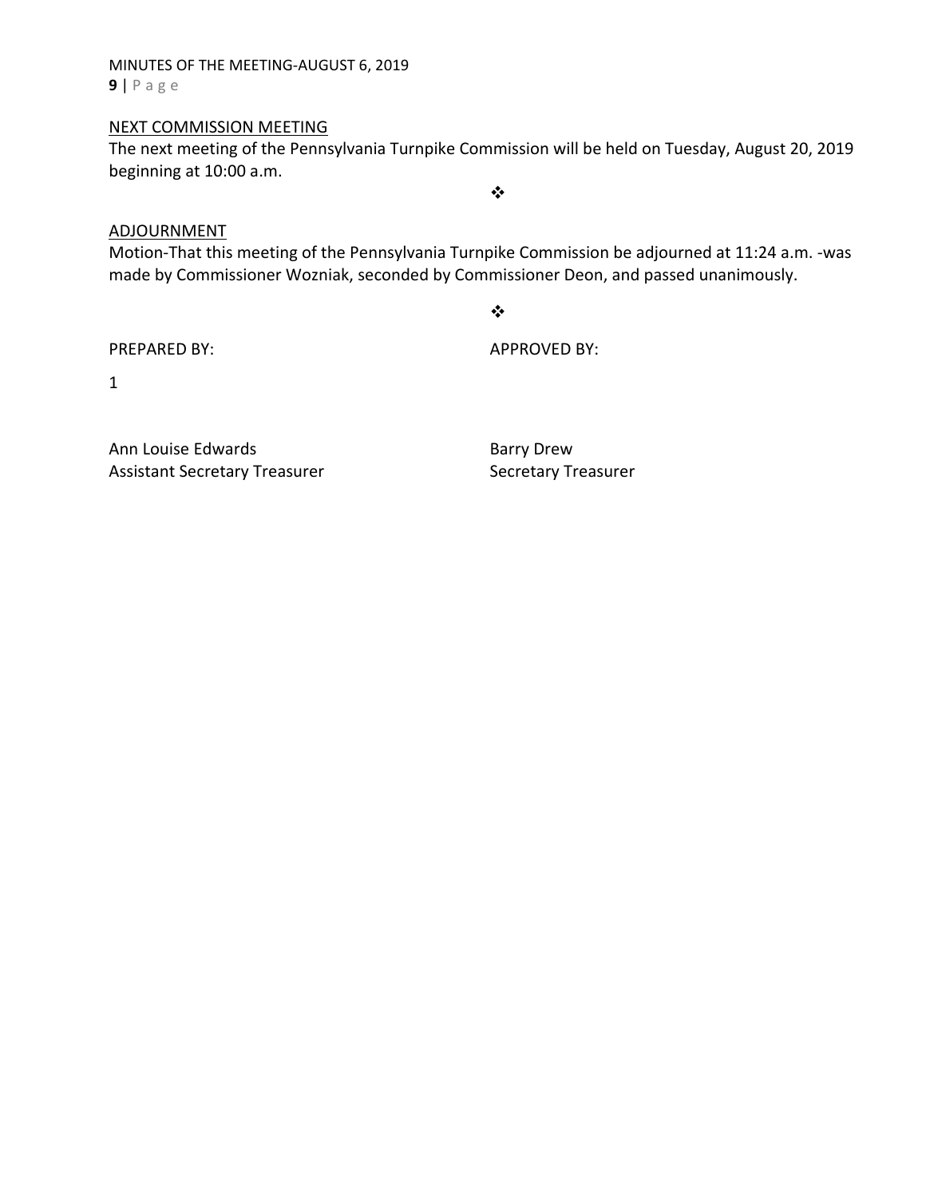## NEXT COMMISSION MEETING

The next meeting of the Pennsylvania Turnpike Commission will be held on Tuesday, August 20, 2019 beginning at 10:00 a.m.

❖

## ADJOURNMENT

Motion-That this meeting of the Pennsylvania Turnpike Commission be adjourned at 11:24 a.m. -was made by Commissioner Wozniak, seconded by Commissioner Deon, and passed unanimously.

❖

| | |
|---|---|
| PREPARED BY: | APPROVED BY: |
| 1 | |
| Ann Louise Edwards<br>Assistant Secretary Treasurer | Barry Drew<br>Secretary Treasurer |